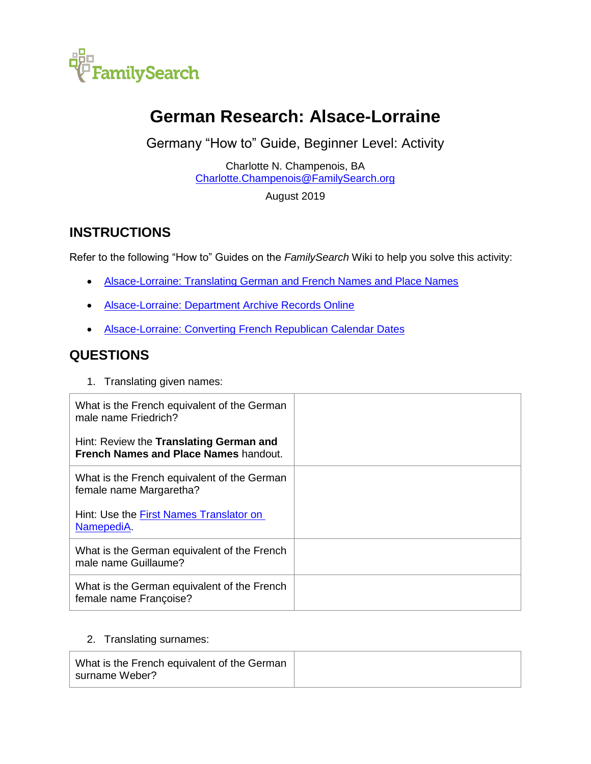# German Research: Alsace-Lorraine

Germany "How to" Guide, Beginner Level: Activity

Charlotte N. Champenois, BA
Charlotte.Champenois@FamilySearch.org

August 2019

## INSTRUCTIONS

Refer to the following "How to" Guides on the *FamilySearch* Wiki to help you solve this activity:

- Alsace-Lorraine: Translating German and French Names and Place Names
- Alsace-Lorraine: Department Archive Records Online
- Alsace-Lorraine: Converting French Republican Calendar Dates

## QUESTIONS

1. Translating given names:

| | |
|---|---|
| What is the French equivalent of the German male name Friedrich?<br><br>Hint: Review the **Translating German and French Names and Place Names** handout. | |
| What is the French equivalent of the German female name Margaretha?<br><br>Hint: Use the First Names Translator on NamepediA. | |
| What is the German equivalent of the French male name Guillaume? | |
| What is the German equivalent of the French female name Françoise? | |

2. Translating surnames:

| | |
|---|---|
| What is the French equivalent of the German surname Weber? | |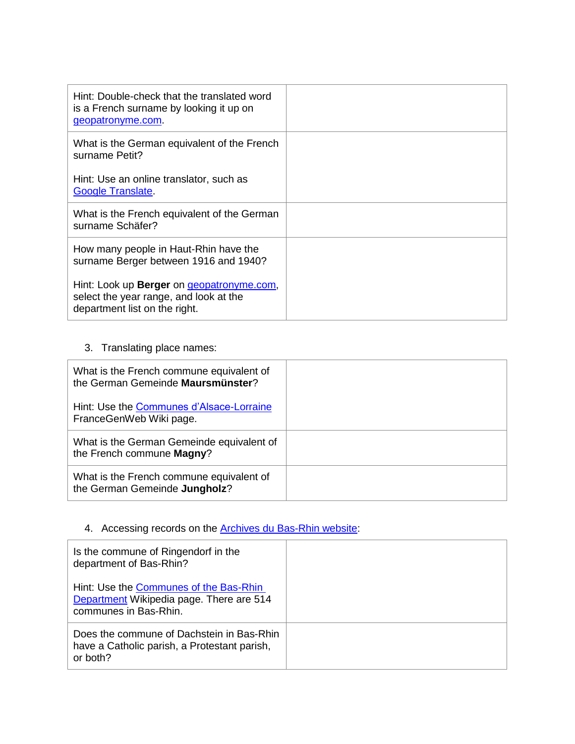| | |
|---|---|
| Hint: Double-check that the translated word is a French surname by looking it up on geopatronyme.com. | |
| What is the German equivalent of the French surname Petit?<br><br>Hint: Use an online translator, such as Google Translate. | |
| What is the French equivalent of the German surname Schäfer? | |
| How many people in Haut-Rhin have the surname Berger between 1916 and 1940?<br><br>Hint: Look up **Berger** on geopatronyme.com, select the year range, and look at the department list on the right. | |

3. Translating place names:

| | |
|---|---|
| What is the French commune equivalent of the German Gemeinde **Maursmünster**?<br><br>Hint: Use the Communes d'Alsace-Lorraine FranceGenWeb Wiki page. | |
| What is the German Gemeinde equivalent of the French commune **Magny**? | |
| What is the French commune equivalent of the German Gemeinde **Jungholz**? | |

4. Accessing records on the Archives du Bas-Rhin website:

| | |
|---|---|
| Is the commune of Ringendorf in the department of Bas-Rhin?<br><br>Hint: Use the Communes of the Bas-Rhin Department Wikipedia page. There are 514 communes in Bas-Rhin. | |
| Does the commune of Dachstein in Bas-Rhin have a Catholic parish, a Protestant parish, or both? | |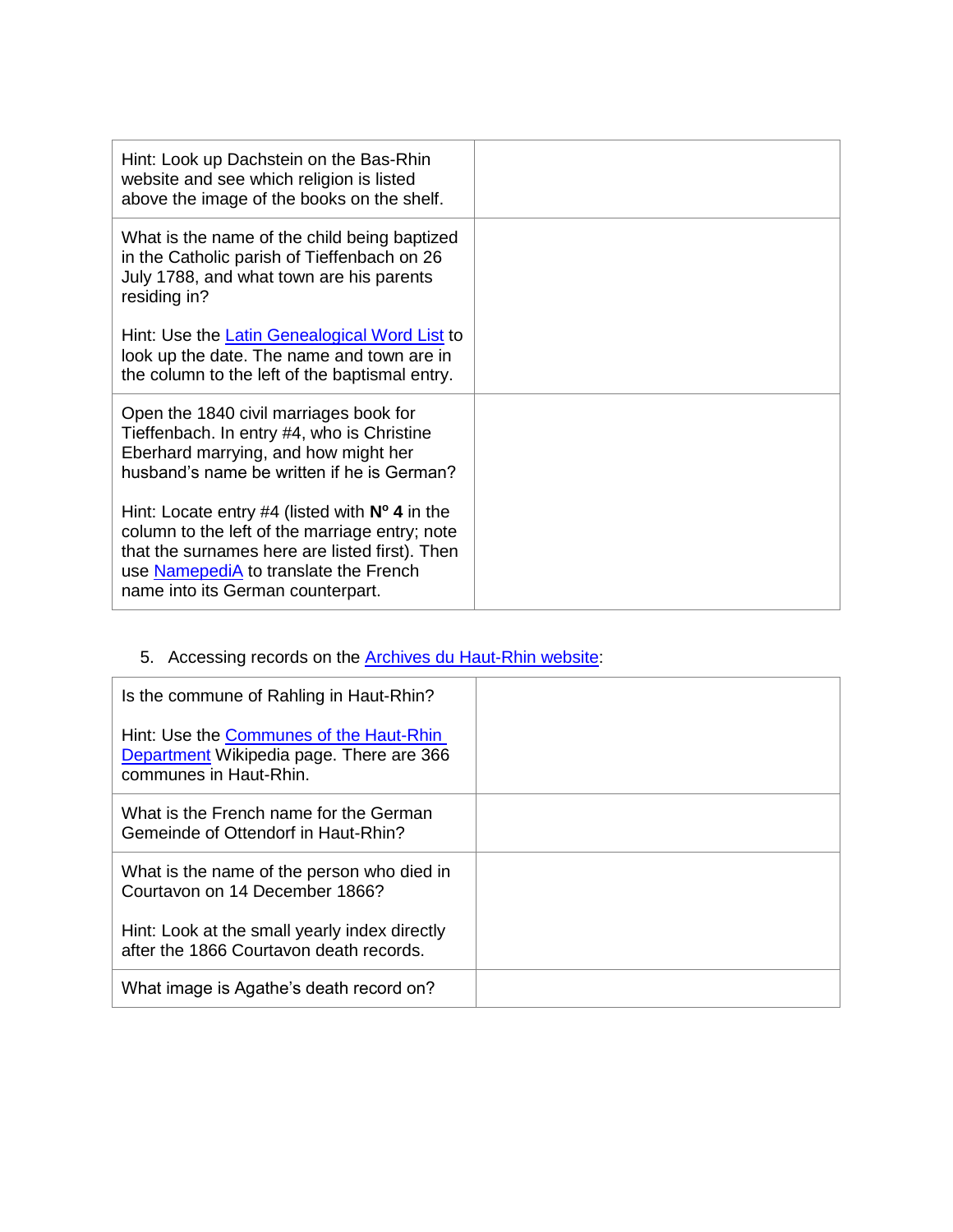| | |
|---|---|
| Hint: Look up Dachstein on the Bas-Rhin website and see which religion is listed above the image of the books on the shelf. | |
| What is the name of the child being baptized in the Catholic parish of Tieffenbach on 26 July 1788, and what town are his parents residing in?<br><br>Hint: Use the Latin Genealogical Word List to look up the date. The name and town are in the column to the left of the baptismal entry. | |
| Open the 1840 civil marriages book for Tieffenbach. In entry #4, who is Christine Eberhard marrying, and how might her husband's name be written if he is German?<br><br>Hint: Locate entry #4 (listed with **Nº 4** in the column to the left of the marriage entry; note that the surnames here are listed first). Then use NamepediA to translate the French name into its German counterpart. | |

5. Accessing records on the Archives du Haut-Rhin website:

| | |
|---|---|
| Is the commune of Rahling in Haut-Rhin?<br><br>Hint: Use the Communes of the Haut-Rhin Department Wikipedia page. There are 366 communes in Haut-Rhin. | |
| What is the French name for the German Gemeinde of Ottendorf in Haut-Rhin? | |
| What is the name of the person who died in Courtavon on 14 December 1866?<br><br>Hint: Look at the small yearly index directly after the 1866 Courtavon death records. | |
| What image is Agathe's death record on? | |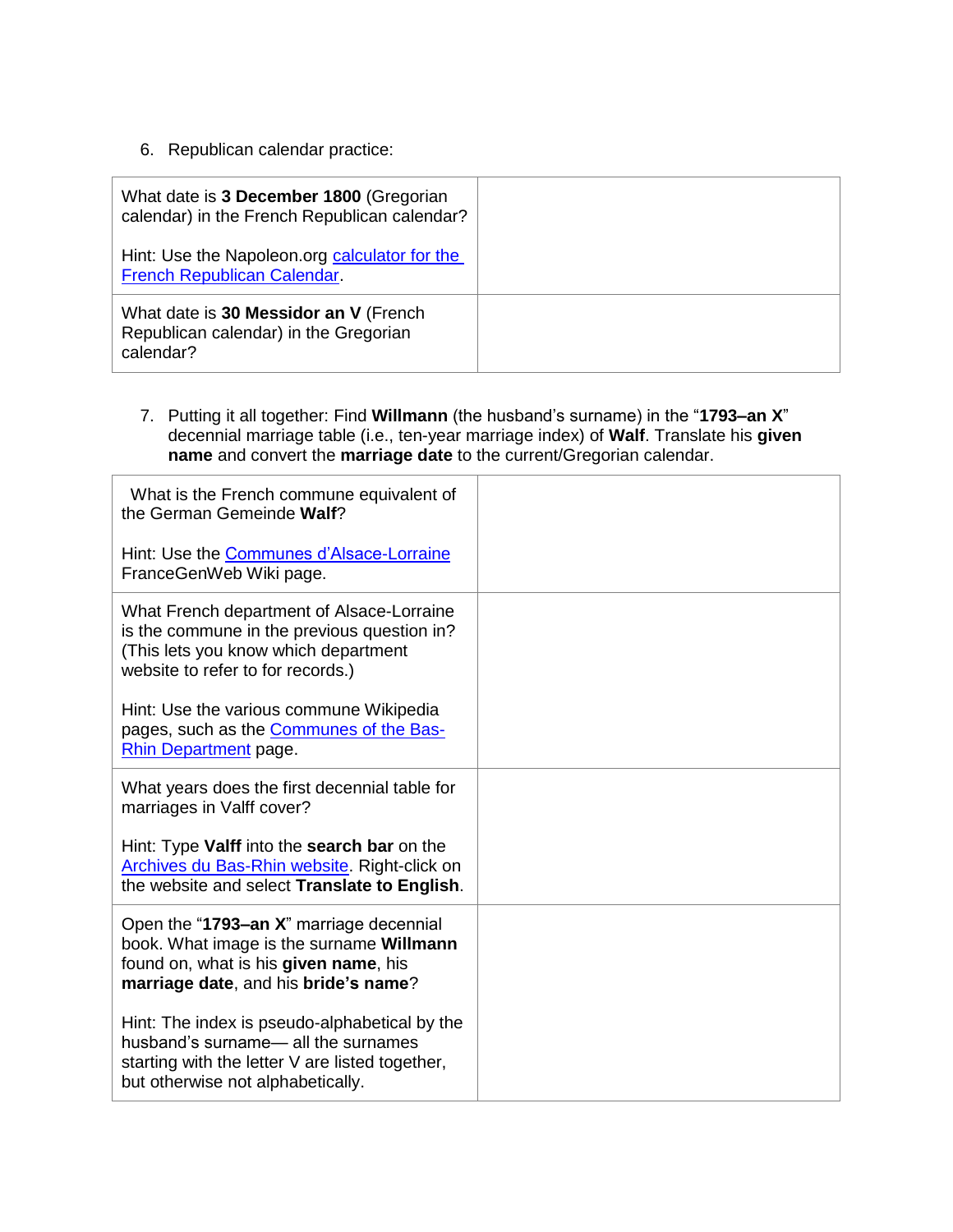6. Republican calendar practice:

| What date is **3 December 1800** (Gregorian calendar) in the French Republican calendar?<br><br>Hint: Use the Napoleon.org calculator for the French Republican Calendar. | |
|---|---|
| What date is **30 Messidor an V** (French Republican calendar) in the Gregorian calendar? | |

7. Putting it all together: Find **Willmann** (the husband's surname) in the "**1793–an X**" decennial marriage table (i.e., ten-year marriage index) of **Walf**. Translate his **given name** and convert the **marriage date** to the current/Gregorian calendar.

| What is the French commune equivalent of the German Gemeinde **Walf**?<br><br>Hint: Use the Communes d'Alsace-Lorraine FranceGenWeb Wiki page. | |
|---|---|
| What French department of Alsace-Lorraine is the commune in the previous question in? (This lets you know which department website to refer to for records.)<br><br>Hint: Use the various commune Wikipedia pages, such as the Communes of the Bas-Rhin Department page. | |
| What years does the first decennial table for marriages in Valff cover?<br><br>Hint: Type **Valff** into the **search bar** on the Archives du Bas-Rhin website. Right-click on the website and select **Translate to English**. | |
| Open the "**1793–an X**" marriage decennial book. What image is the surname **Willmann** found on, what is his **given name**, his **marriage date**, and his **bride's name**?<br><br>Hint: The index is pseudo-alphabetical by the husband's surname— all the surnames starting with the letter V are listed together, but otherwise not alphabetically. | |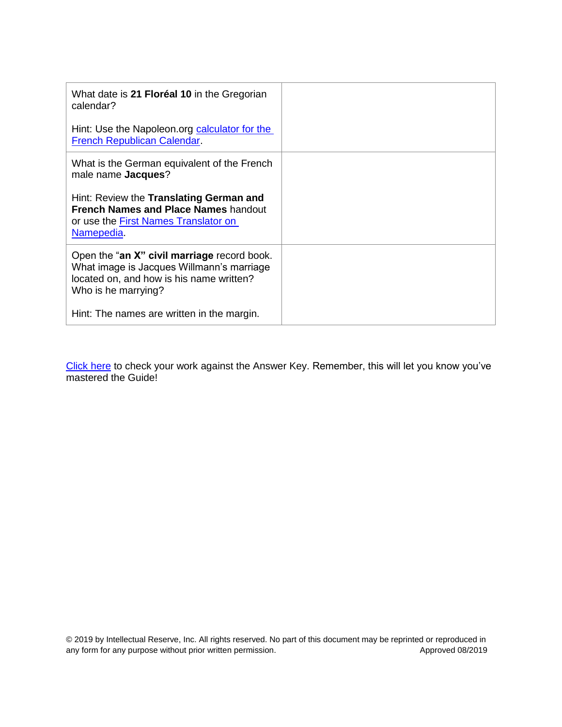| | |
|---|---|
| What date is **21 Floréal 10** in the Gregorian calendar?<br><br>Hint: Use the Napoleon.org [calculator for the French Republican Calendar](). | |
| What is the German equivalent of the French male name **Jacques**?<br><br>Hint: Review the **Translating German and French Names and Place Names** handout or use the [First Names Translator on Namepedia](). | |
| Open the "**an X" civil marriage** record book. What image is Jacques Willmann's marriage located on, and how is his name written? Who is he marrying?<br><br>Hint: The names are written in the margin. | |

[Click here]() to check your work against the Answer Key. Remember, this will let you know you've mastered the Guide!

© 2019 by Intellectual Reserve, Inc. All rights reserved. No part of this document may be reprinted or reproduced in any form for any purpose without prior written permission. Approved 08/2019